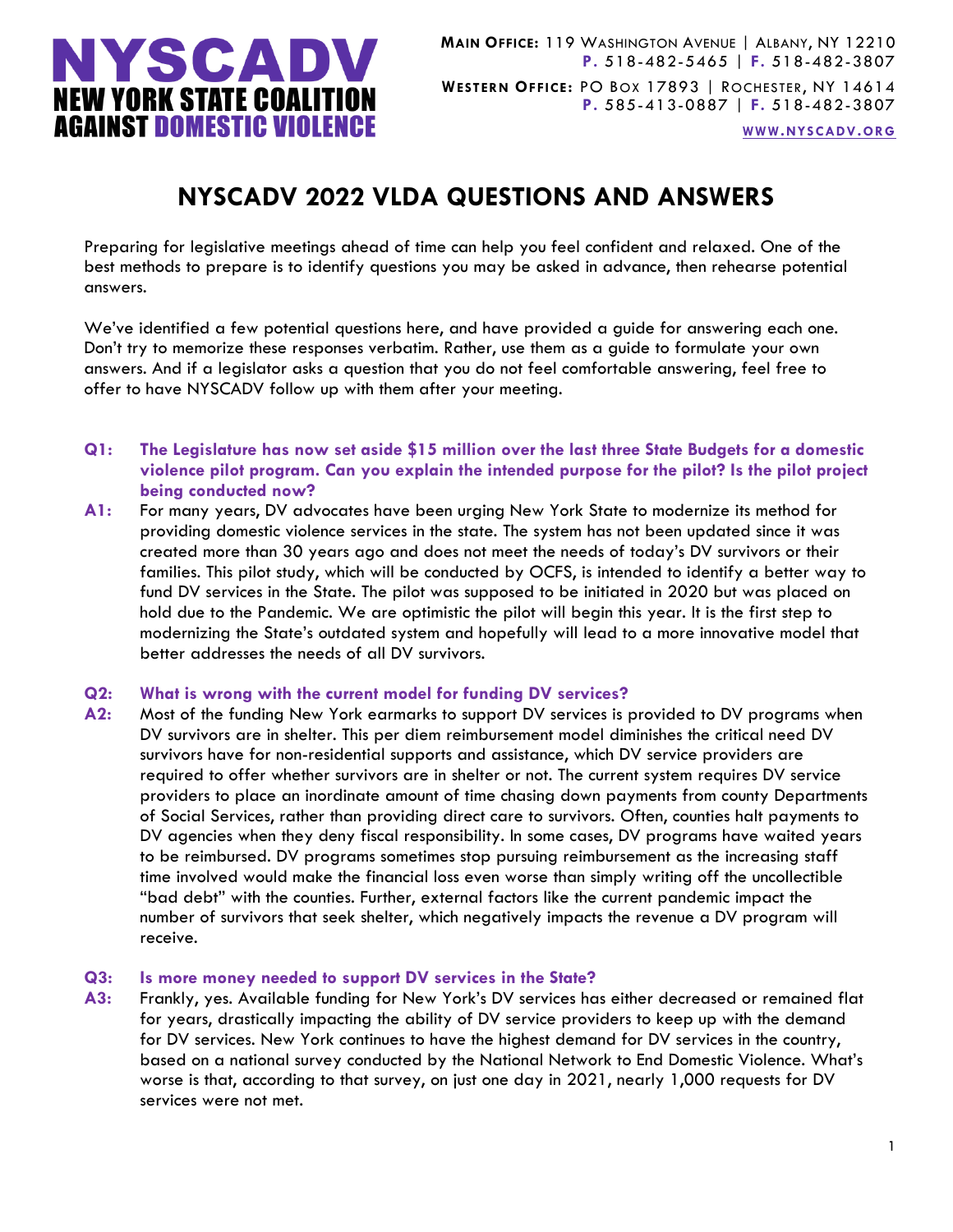**NYSCADV**
**NEW YORK STATE COALITION AGAINST DOMESTIC VIOLENCE**

**MAIN OFFICE:** 119 WASHINGTON AVENUE | ALBANY, NY 12210
**P.** 518-482-5465 | **F.** 518-482-3807

**WESTERN OFFICE:** PO BOX 17893 | ROCHESTER, NY 14614
**P.** 585-413-0887 | **F.** 518-482-3807

WWW.NYSCADV.ORG

# NYSCADV 2022 VLDA QUESTIONS AND ANSWERS

Preparing for legislative meetings ahead of time can help you feel confident and relaxed. One of the best methods to prepare is to identify questions you may be asked in advance, then rehearse potential answers.

We've identified a few potential questions here, and have provided a guide for answering each one. Don't try to memorize these responses verbatim. Rather, use them as a guide to formulate your own answers. And if a legislator asks a question that you do not feel comfortable answering, feel free to offer to have NYSCADV follow up with them after your meeting.

**Q1: The Legislature has now set aside $15 million over the last three State Budgets for a domestic violence pilot program. Can you explain the intended purpose for the pilot? Is the pilot project being conducted now?**

**A1:** For many years, DV advocates have been urging New York State to modernize its method for providing domestic violence services in the state. The system has not been updated since it was created more than 30 years ago and does not meet the needs of today's DV survivors or their families. This pilot study, which will be conducted by OCFS, is intended to identify a better way to fund DV services in the State. The pilot was supposed to be initiated in 2020 but was placed on hold due to the Pandemic. We are optimistic the pilot will begin this year. It is the first step to modernizing the State's outdated system and hopefully will lead to a more innovative model that better addresses the needs of all DV survivors.

**Q2: What is wrong with the current model for funding DV services?**

**A2:** Most of the funding New York earmarks to support DV services is provided to DV programs when DV survivors are in shelter. This per diem reimbursement model diminishes the critical need DV survivors have for non-residential supports and assistance, which DV service providers are required to offer whether survivors are in shelter or not. The current system requires DV service providers to place an inordinate amount of time chasing down payments from county Departments of Social Services, rather than providing direct care to survivors. Often, counties halt payments to DV agencies when they deny fiscal responsibility. In some cases, DV programs have waited years to be reimbursed. DV programs sometimes stop pursuing reimbursement as the increasing staff time involved would make the financial loss even worse than simply writing off the uncollectible "bad debt" with the counties. Further, external factors like the current pandemic impact the number of survivors that seek shelter, which negatively impacts the revenue a DV program will receive.

**Q3: Is more money needed to support DV services in the State?**

**A3:** Frankly, yes. Available funding for New York's DV services has either decreased or remained flat for years, drastically impacting the ability of DV service providers to keep up with the demand for DV services. New York continues to have the highest demand for DV services in the country, based on a national survey conducted by the National Network to End Domestic Violence. What's worse is that, according to that survey, on just one day in 2021, nearly 1,000 requests for DV services were not met.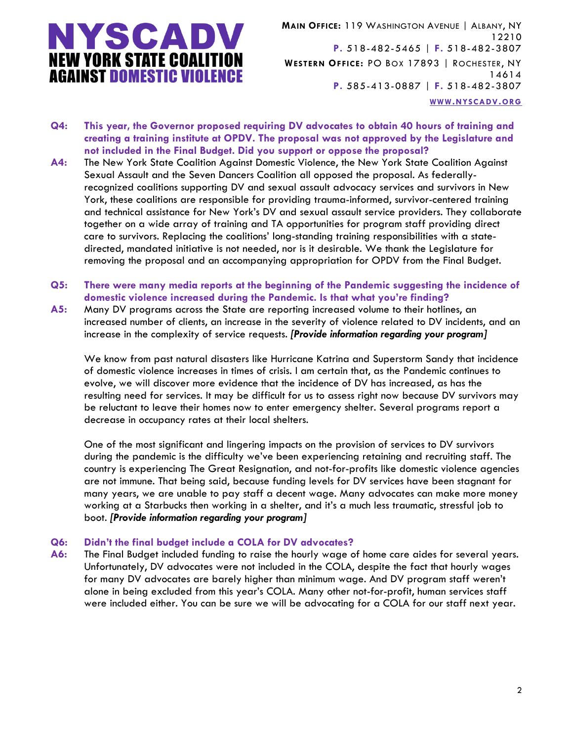**Q4: This year, the Governor proposed requiring DV advocates to obtain 40 hours of training and creating a training institute at OPDV. The proposal was not approved by the Legislature and not included in the Final Budget. Did you support or oppose the proposal?**

**A4:** The New York State Coalition Against Domestic Violence, the New York State Coalition Against Sexual Assault and the Seven Dancers Coalition all opposed the proposal. As federally-recognized coalitions supporting DV and sexual assault advocacy services and survivors in New York, these coalitions are responsible for providing trauma-informed, survivor-centered training and technical assistance for New York's DV and sexual assault service providers. They collaborate together on a wide array of training and TA opportunities for program staff providing direct care to survivors. Replacing the coalitions' long-standing training responsibilities with a state-directed, mandated initiative is not needed, nor is it desirable. We thank the Legislature for removing the proposal and an accompanying appropriation for OPDV from the Final Budget.

**Q5: There were many media reports at the beginning of the Pandemic suggesting the incidence of domestic violence increased during the Pandemic. Is that what you're finding?**

**A5:** Many DV programs across the State are reporting increased volume to their hotlines, an increased number of clients, an increase in the severity of violence related to DV incidents, and an increase in the complexity of service requests. ***[Provide information regarding your program]***

We know from past natural disasters like Hurricane Katrina and Superstorm Sandy that incidence of domestic violence increases in times of crisis. I am certain that, as the Pandemic continues to evolve, we will discover more evidence that the incidence of DV has increased, as has the resulting need for services. It may be difficult for us to assess right now because DV survivors may be reluctant to leave their homes now to enter emergency shelter. Several programs report a decrease in occupancy rates at their local shelters.

One of the most significant and lingering impacts on the provision of services to DV survivors during the pandemic is the difficulty we've been experiencing retaining and recruiting staff. The country is experiencing The Great Resignation, and not-for-profits like domestic violence agencies are not immune. That being said, because funding levels for DV services have been stagnant for many years, we are unable to pay staff a decent wage. Many advocates can make more money working at a Starbucks then working in a shelter, and it's a much less traumatic, stressful job to boot. ***[Provide information regarding your program]***

**Q6: Didn't the final budget include a COLA for DV advocates?**

**A6:** The Final Budget included funding to raise the hourly wage of home care aides for several years. Unfortunately, DV advocates were not included in the COLA, despite the fact that hourly wages for many DV advocates are barely higher than minimum wage. And DV program staff weren't alone in being excluded from this year's COLA. Many other not-for-profit, human services staff were included either. You can be sure we will be advocating for a COLA for our staff next year.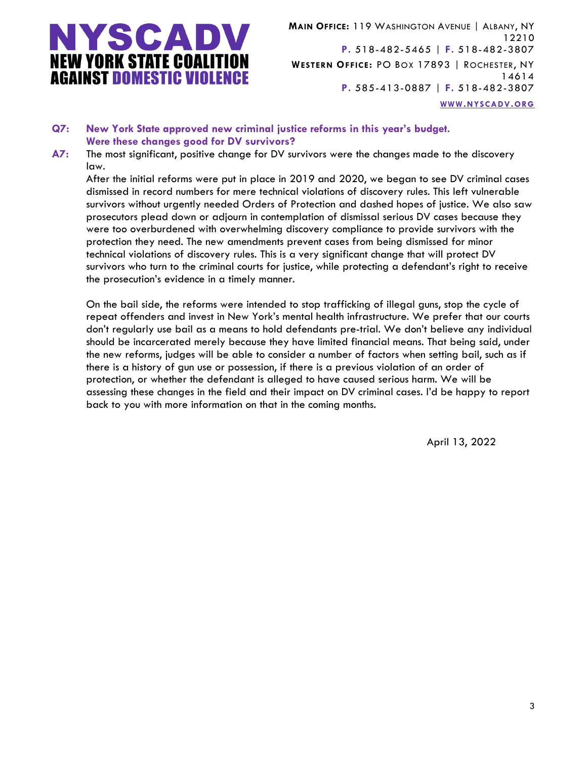**Q7: New York State approved new criminal justice reforms in this year's budget. Were these changes good for DV survivors?**

**A7:** The most significant, positive change for DV survivors were the changes made to the discovery law.

After the initial reforms were put in place in 2019 and 2020, we began to see DV criminal cases dismissed in record numbers for mere technical violations of discovery rules. This left vulnerable survivors without urgently needed Orders of Protection and dashed hopes of justice. We also saw prosecutors plead down or adjourn in contemplation of dismissal serious DV cases because they were too overburdened with overwhelming discovery compliance to provide survivors with the protection they need. The new amendments prevent cases from being dismissed for minor technical violations of discovery rules. This is a very significant change that will protect DV survivors who turn to the criminal courts for justice, while protecting a defendant's right to receive the prosecution's evidence in a timely manner.

On the bail side, the reforms were intended to stop trafficking of illegal guns, stop the cycle of repeat offenders and invest in New York's mental health infrastructure. We prefer that our courts don't regularly use bail as a means to hold defendants pre-trial. We don't believe any individual should be incarcerated merely because they have limited financial means. That being said, under the new reforms, judges will be able to consider a number of factors when setting bail, such as if there is a history of gun use or possession, if there is a previous violation of an order of protection, or whether the defendant is alleged to have caused serious harm. We will be assessing these changes in the field and their impact on DV criminal cases. I'd be happy to report back to you with more information on that in the coming months.

April 13, 2022